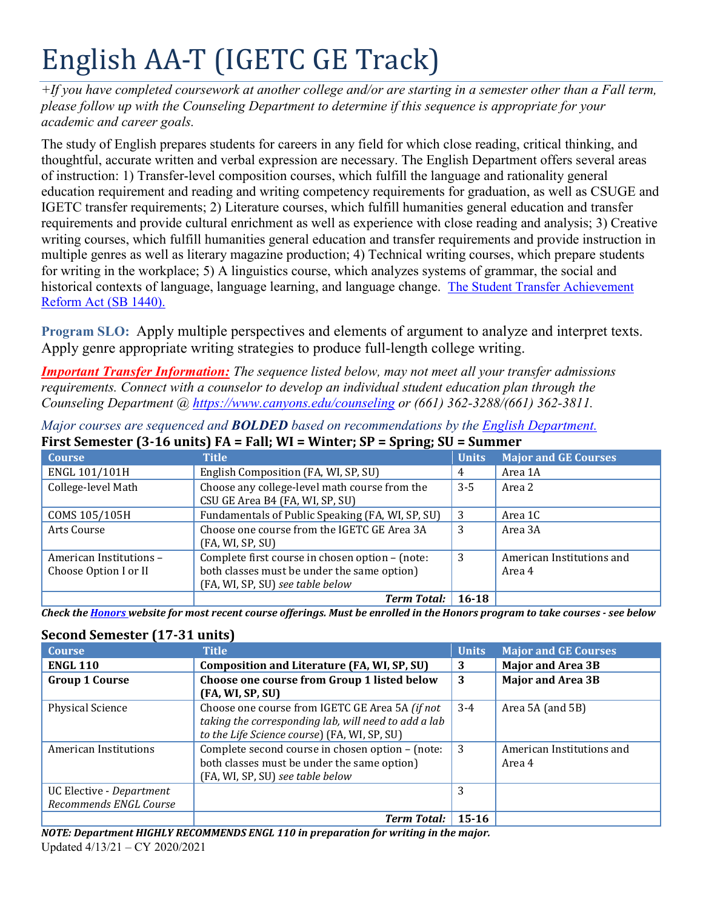# English AA-T (IGETC GE Track)

*+If you have completed coursework at another college and/or are starting in a semester other than a Fall term, please follow up with the Counseling Department to determine if this sequence is appropriate for your academic and career goals.*

The study of English prepares students for careers in any field for which close reading, critical thinking, and thoughtful, accurate written and verbal expression are necessary. The English Department offers several areas of instruction: 1) Transfer-level composition courses, which fulfill the language and rationality general education requirement and reading and writing competency requirements for graduation, as well as CSUGE and IGETC transfer requirements; 2) Literature courses, which fulfill humanities general education and transfer requirements and provide cultural enrichment as well as experience with close reading and analysis; 3) Creative writing courses, which fulfill humanities general education and transfer requirements and provide instruction in multiple genres as well as literary magazine production; 4) Technical writing courses, which prepare students for writing in the workplace; 5) A linguistics course, which analyzes systems of grammar, the social and historical contexts of language, language learning, and language change. [The Student Transfer Achievement Reform Act (SB 1440).]

**Program SLO:** Apply multiple perspectives and elements of argument to analyze and interpret texts. Apply genre appropriate writing strategies to produce full-length college writing.

***Important Transfer Information:*** *The sequence listed below, may not meet all your transfer admissions requirements. Connect with a counselor to develop an individual student education plan through the Counseling Department @ https://www.canyons.edu/counseling or (661) 362-3288/(661) 362-3811.*

*Major courses are sequenced and* ***BOLDED*** *based on recommendations by the English Department.*

**First Semester (3-16 units) FA = Fall; WI = Winter; SP = Spring; SU = Summer**

| Course | Title | Units | Major and GE Courses |
|---|---|---|---|
| ENGL 101/101H | English Composition (FA, WI, SP, SU) | 4 | Area 1A |
| College-level Math | Choose any college-level math course from the CSU GE Area B4 (FA, WI, SP, SU) | 3-5 | Area 2 |
| COMS 105/105H | Fundamentals of Public Speaking (FA, WI, SP, SU) | 3 | Area 1C |
| Arts Course | Choose one course from the IGETC GE Area 3A (FA, WI, SP, SU) | 3 | Area 3A |
| American Institutions – Choose Option I or II | Complete first course in chosen option – (note: both classes must be under the same option) (FA, WI, SP, SU) *see table below* | 3 | American Institutions and Area 4 |
| | ***Term Total:*** | **16-18** | |

***Check the Honors website for most recent course offerings. Must be enrolled in the Honors program to take courses - see below***

**Second Semester (17-31 units)**

| Course | Title | Units | Major and GE Courses |
|---|---|---|---|
| **ENGL 110** | **Composition and Literature (FA, WI, SP, SU)** | **3** | **Major and Area 3B** |
| **Group 1 Course** | **Choose one course from Group 1 listed below (FA, WI, SP, SU)** | **3** | **Major and Area 3B** |
| Physical Science | Choose one course from IGETC GE Area 5A *(if not taking the corresponding lab, will need to add a lab to the Life Science course)* (FA, WI, SP, SU) | 3-4 | Area 5A (and 5B) |
| American Institutions | Complete second course in chosen option – (note: both classes must be under the same option) (FA, WI, SP, SU) *see table below* | 3 | American Institutions and Area 4 |
| UC Elective - *Department Recommends ENGL Course* | | 3 | |
| | ***Term Total:*** | **15-16** | |

***NOTE: Department HIGHLY RECOMMENDS ENGL 110 in preparation for writing in the major.***

Updated 4/13/21 – CY 2020/2021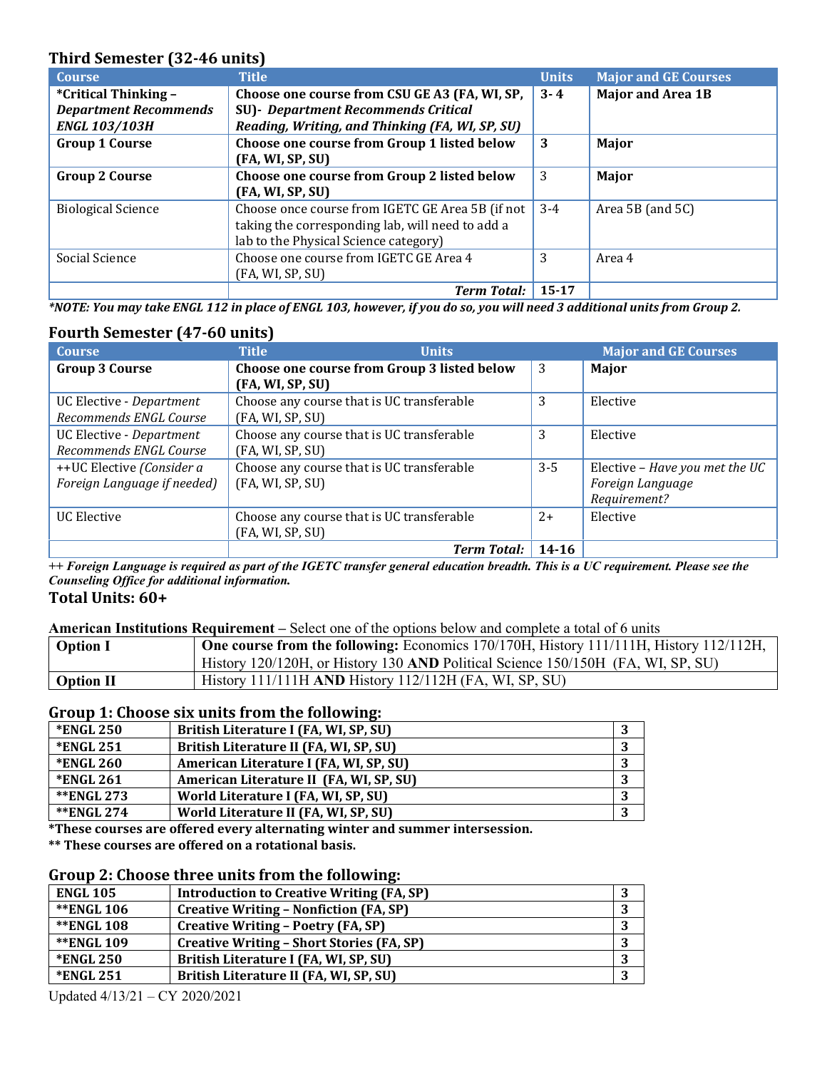## Third Semester (32-46 units)

| Course | Title | Units | Major and GE Courses |
|---|---|---|---|
| ***Critical Thinking –** ***Department Recommends ENGL 103/103H*** | **Choose one course from CSU GE A3 (FA, WI, SP, SU)-** ***Department Recommends Critical Reading, Writing, and Thinking (FA, WI, SP, SU)*** | **3- 4** | **Major and Area 1B** |
| **Group 1 Course** | **Choose one course from Group 1 listed below (FA, WI, SP, SU)** | **3** | **Major** |
| **Group 2 Course** | **Choose one course from Group 2 listed below (FA, WI, SP, SU)** | 3 | **Major** |
| Biological Science | Choose once course from IGETC GE Area 5B (if not taking the corresponding lab, will need to add a lab to the Physical Science category) | 3-4 | Area 5B (and 5C) |
| Social Science | Choose one course from IGETC GE Area 4 (FA, WI, SP, SU) | 3 | Area 4 |
| | ***Term Total:*** | **15-17** | |

***NOTE: You may take ENGL 112 in place of ENGL 103, however, if you do so, you will need 3 additional units from Group 2.***

## Fourth Semester (47-60 units)

| Course | Title | Units | Major and GE Courses |
|---|---|---|---|
| **Group 3 Course** | **Choose one course from Group 3 listed below (FA, WI, SP, SU)** | 3 | **Major** |
| UC Elective - *Department Recommends ENGL Course* | Choose any course that is UC transferable (FA, WI, SP, SU) | 3 | Elective |
| UC Elective - *Department Recommends ENGL Course* | Choose any course that is UC transferable (FA, WI, SP, SU) | 3 | Elective |
| ++UC Elective *(Consider a Foreign Language if needed)* | Choose any course that is UC transferable (FA, WI, SP, SU) | 3-5 | Elective – *Have you met the UC Foreign Language Requirement?* |
| UC Elective | Choose any course that is UC transferable (FA, WI, SP, SU) | 2+ | Elective |
| | ***Term Total:*** | **14-16** | |

***++ Foreign Language is required as part of the IGETC transfer general education breadth. This is a UC requirement. Please see the Counseling Office for additional information.***

**Total Units: 60+**

**American Institutions Requirement** – Select one of the options below and complete a total of 6 units

| | |
|---|---|
| **Option I** | **One course from the following:** Economics 170/170H, History 111/111H, History 112/112H, History 120/120H, or History 130 **AND** Political Science 150/150H (FA, WI, SP, SU) |
| **Option II** | History 111/111H **AND** History 112/112H (FA, WI, SP, SU) |

### Group 1: Choose six units from the following:

| | | |
|---|---|---|
| ***ENGL 250** | **British Literature I (FA, WI, SP, SU)** | **3** |
| ***ENGL 251** | **British Literature II (FA, WI, SP, SU)** | **3** |
| ***ENGL 260** | **American Literature I (FA, WI, SP, SU)** | **3** |
| ***ENGL 261** | **American Literature II (FA, WI, SP, SU)** | **3** |
| ****ENGL 273** | **World Literature I (FA, WI, SP, SU)** | **3** |
| ****ENGL 274** | **World Literature II (FA, WI, SP, SU)** | **3** |

***These courses are offered every alternating winter and summer intersession.**

**** These courses are offered on a rotational basis.**

### Group 2: Choose three units from the following:

| | | |
|---|---|---|
| **ENGL 105** | **Introduction to Creative Writing (FA, SP)** | **3** |
| ****ENGL 106** | **Creative Writing – Nonfiction (FA, SP)** | **3** |
| ****ENGL 108** | **Creative Writing – Poetry (FA, SP)** | **3** |
| ****ENGL 109** | **Creative Writing – Short Stories (FA, SP)** | **3** |
| ***ENGL 250** | **British Literature I (FA, WI, SP, SU)** | **3** |
| ***ENGL 251** | **British Literature II (FA, WI, SP, SU)** | **3** |

Updated 4/13/21 – CY 2020/2021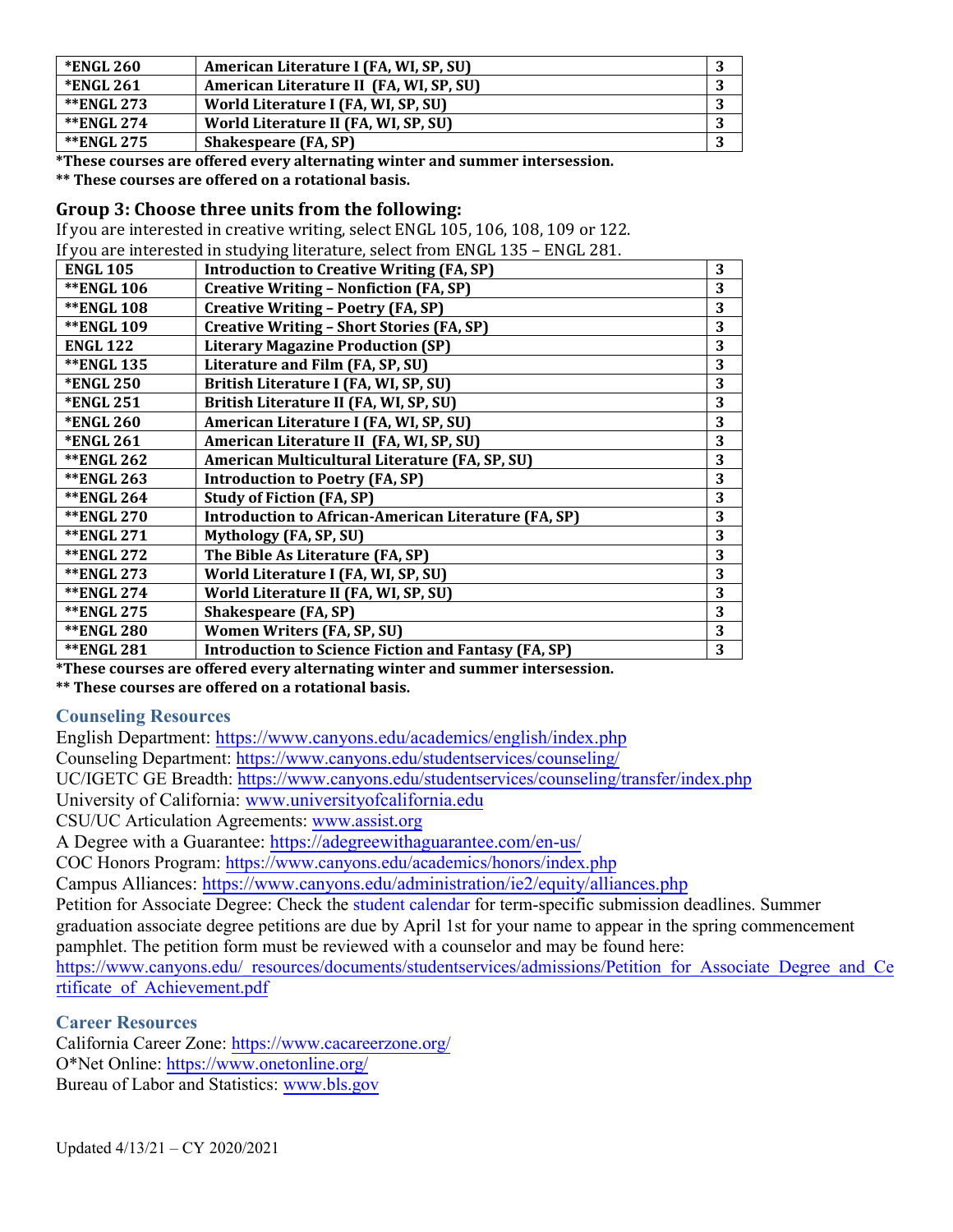| | | |
|---|---|---|
| *ENGL 260 | American Literature I (FA, WI, SP, SU) | 3 |
| *ENGL 261 | American Literature II (FA, WI, SP, SU) | 3 |
| **ENGL 273 | World Literature I (FA, WI, SP, SU) | 3 |
| **ENGL 274 | World Literature II (FA, WI, SP, SU) | 3 |
| **ENGL 275 | Shakespeare (FA, SP) | 3 |

***These courses are offered every alternating winter and summer intersession.**

**** These courses are offered on a rotational basis.**

## Group 3: Choose three units from the following:

If you are interested in creative writing, select ENGL 105, 106, 108, 109 or 122.
If you are interested in studying literature, select from ENGL 135 – ENGL 281.

| | | |
|---|---|---|
| ENGL 105 | Introduction to Creative Writing (FA, SP) | 3 |
| **ENGL 106 | Creative Writing – Nonfiction (FA, SP) | 3 |
| **ENGL 108 | Creative Writing – Poetry (FA, SP) | 3 |
| **ENGL 109 | Creative Writing – Short Stories (FA, SP) | 3 |
| ENGL 122 | Literary Magazine Production (SP) | 3 |
| **ENGL 135 | Literature and Film (FA, SP, SU) | 3 |
| *ENGL 250 | British Literature I (FA, WI, SP, SU) | 3 |
| *ENGL 251 | British Literature II (FA, WI, SP, SU) | 3 |
| *ENGL 260 | American Literature I (FA, WI, SP, SU) | 3 |
| *ENGL 261 | American Literature II (FA, WI, SP, SU) | 3 |
| **ENGL 262 | American Multicultural Literature (FA, SP, SU) | 3 |
| **ENGL 263 | Introduction to Poetry (FA, SP) | 3 |
| **ENGL 264 | Study of Fiction (FA, SP) | 3 |
| **ENGL 270 | Introduction to African-American Literature (FA, SP) | 3 |
| **ENGL 271 | Mythology (FA, SP, SU) | 3 |
| **ENGL 272 | The Bible As Literature (FA, SP) | 3 |
| **ENGL 273 | World Literature I (FA, WI, SP, SU) | 3 |
| **ENGL 274 | World Literature II (FA, WI, SP, SU) | 3 |
| **ENGL 275 | Shakespeare (FA, SP) | 3 |
| **ENGL 280 | Women Writers (FA, SP, SU) | 3 |
| **ENGL 281 | Introduction to Science Fiction and Fantasy (FA, SP) | 3 |

***These courses are offered every alternating winter and summer intersession.**

**** These courses are offered on a rotational basis.**

### Counseling Resources

English Department: https://www.canyons.edu/academics/english/index.php
Counseling Department: https://www.canyons.edu/studentservices/counseling/
UC/IGETC GE Breadth: https://www.canyons.edu/studentservices/counseling/transfer/index.php
University of California: www.universityofcalifornia.edu
CSU/UC Articulation Agreements: www.assist.org
A Degree with a Guarantee: https://adegreewithaguarantee.com/en-us/
COC Honors Program: https://www.canyons.edu/academics/honors/index.php
Campus Alliances: https://www.canyons.edu/administration/ie2/equity/alliances.php
Petition for Associate Degree: Check the student calendar for term-specific submission deadlines. Summer graduation associate degree petitions are due by April 1st for your name to appear in the spring commencement pamphlet. The petition form must be reviewed with a counselor and may be found here: https://www.canyons.edu/_resources/documents/studentservices/admissions/Petition_for_Associate_Degree_and_Certificate_of_Achievement.pdf

### Career Resources

California Career Zone: https://www.cacareerzone.org/
O*Net Online: https://www.onetonline.org/
Bureau of Labor and Statistics: www.bls.gov

Updated 4/13/21 – CY 2020/2021